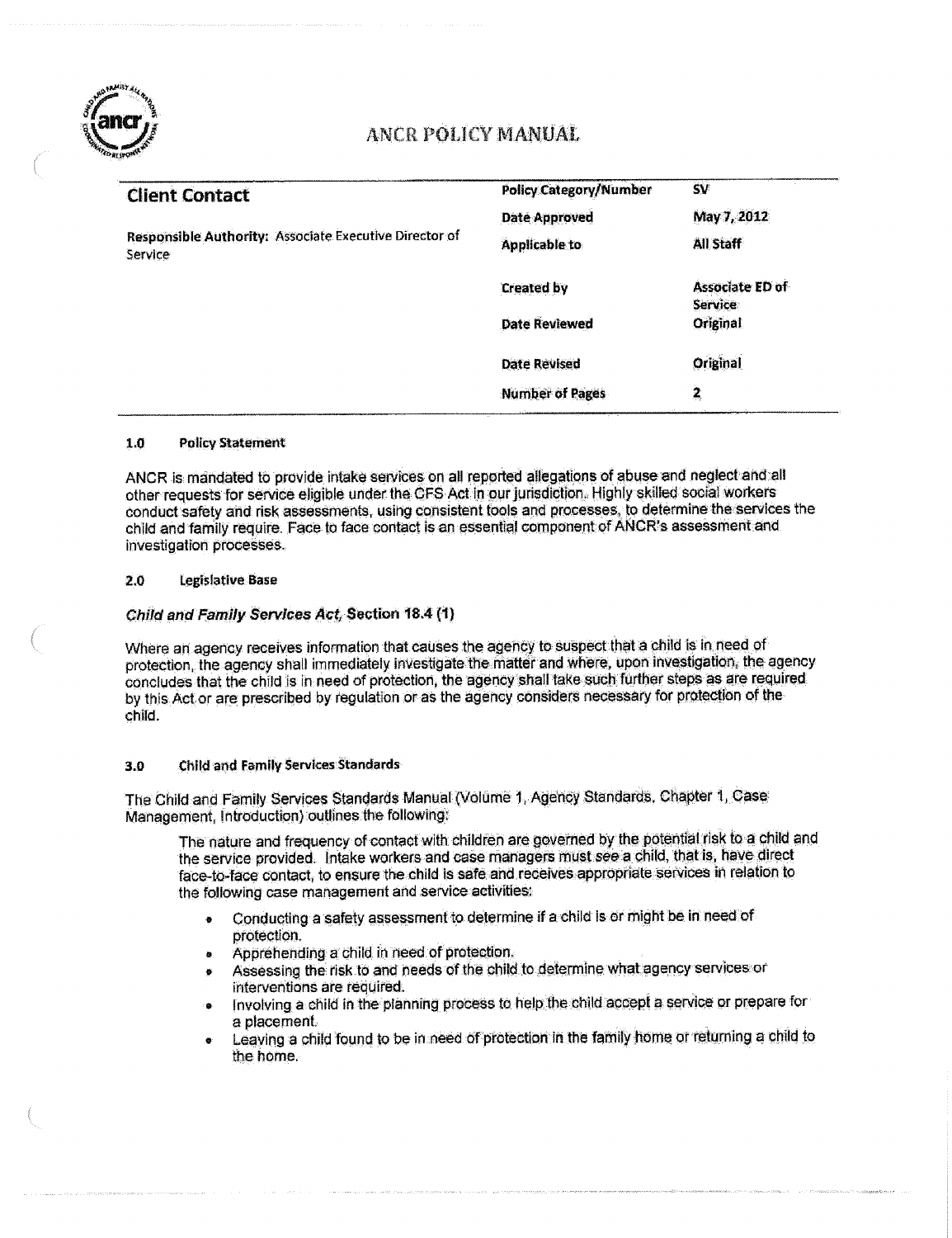# ANCR POLICY MANUAL

| **Client Contact** | **Policy Category/Number** | **SV** |
|---|---|---|
| **Responsible Authority:** Associate Executive Director of Service | **Date Approved** | **May 7, 2012** |
| | **Applicable to** | **All Staff** |
| | **Created by** | **Associate ED of Service** |
| | **Date Reviewed** | **Original** |
| | **Date Revised** | **Original** |
| | **Number of Pages** | **2** |

## 1.0 Policy Statement

ANCR is mandated to provide intake services on all reported allegations of abuse and neglect and all other requests for service eligible under the CFS Act in our jurisdiction. Highly skilled social workers conduct safety and risk assessments, using consistent tools and processes, to determine the services the child and family require. Face to face contact is an essential component of ANCR's assessment and investigation processes.

## 2.0 Legislative Base

***Child and Family Services Act*, Section 18.4 (1)**

Where an agency receives information that causes the agency to suspect that a child is in need of protection, the agency shall immediately investigate the matter and where, upon investigation, the agency concludes that the child is in need of protection, the agency shall take such further steps as are required by this Act or are prescribed by regulation or as the agency considers necessary for protection of the child.

## 3.0 Child and Family Services Standards

The Child and Family Services Standards Manual (Volume 1, Agency Standards, Chapter 1, Case Management, Introduction) outlines the following:

> The nature and frequency of contact with children are governed by the potential risk to a child and the service provided. Intake workers and case managers must *see* a child, that is, have direct face-to-face contact, to ensure the child is safe and receives appropriate services in relation to the following case management and service activities:
>
> - Conducting a safety assessment to determine if a child is or might be in need of protection.
> - Apprehending a child in need of protection.
> - Assessing the risk to and needs of the child to determine what agency services or interventions are required.
> - Involving a child in the planning process to help the child accept a service or prepare for a placement.
> - Leaving a child found to be in need of protection in the family home or returning a child to the home.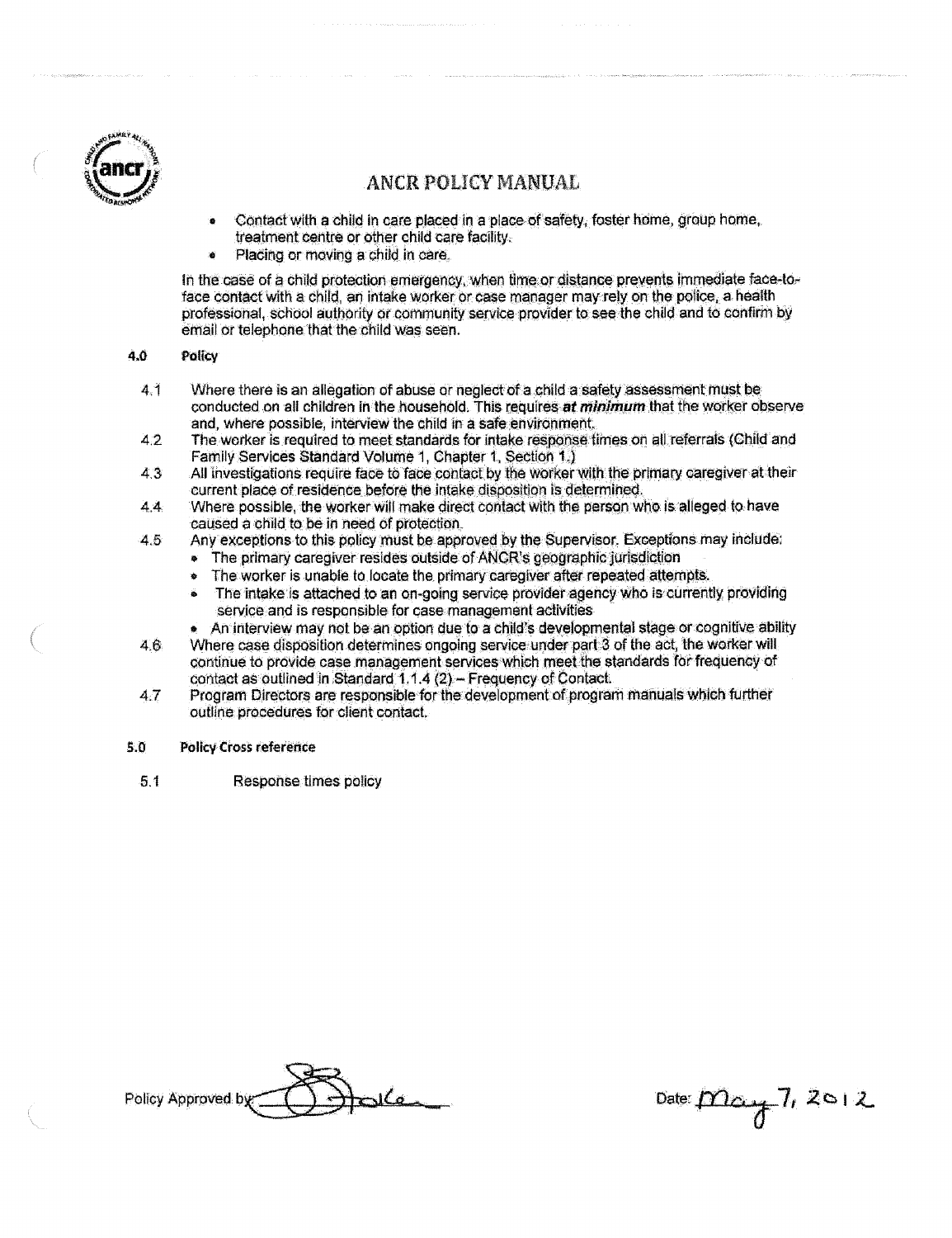## ANCR POLICY MANUAL

- Contact with a child in care placed in a place of safety, foster home, group home, treatment centre or other child care facility.
- Placing or moving a child in care.

In the case of a child protection emergency, when time or distance prevents immediate face-to-face contact with a child, an intake worker or case manager may rely on the police, a health professional, school authority or community service provider to see the child and to confirm by email or telephone that the child was seen.

### 4.0 Policy

4.1 Where there is an allegation of abuse or neglect of a child a safety assessment must be conducted on all children in the household. This requires ***at minimum*** that the worker observe and, where possible, interview the child in a safe environment.

4.2 The worker is required to meet standards for intake response times on all referrals (Child and Family Services Standard Volume 1, Chapter 1, Section 1.)

4.3 All investigations require face to face contact by the worker with the primary caregiver at their current place of residence before the intake disposition is determined.

4.4 Where possible, the worker will make direct contact with the person who is alleged to have caused a child to be in need of protection.

4.5 Any exceptions to this policy must be approved by the Supervisor. Exceptions may include:

- The primary caregiver resides outside of ANCR's geographic jurisdiction
- The worker is unable to locate the primary caregiver after repeated attempts.
- The intake is attached to an on-going service provider agency who is currently providing service and is responsible for case management activities
- An interview may not be an option due to a child's developmental stage or cognitive ability

4.6 Where case disposition determines ongoing service under part 3 of the act, the worker will continue to provide case management services which meet the standards for frequency of contact as outlined in Standard 1.1.4 (2) – Frequency of Contact.

4.7 Program Directors are responsible for the development of program manuals which further outline procedures for client contact.

### 5.0 Policy Cross reference

5.1 Response times policy

Policy Approved by: [signature]

Date: May 7, 2012